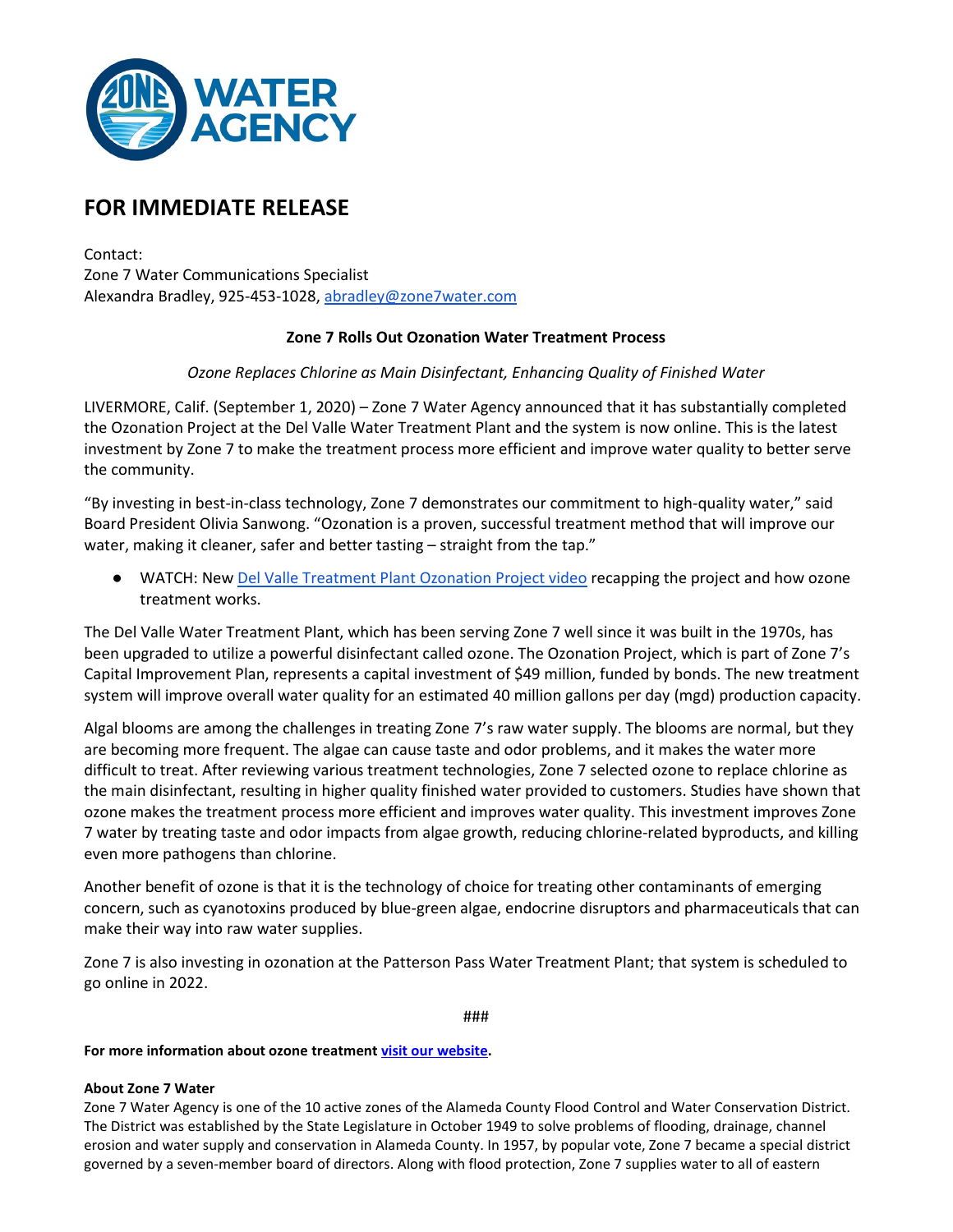# FOR IMMEDIATE RELEASE

Contact:
Zone 7 Water Communications Specialist
Alexandra Bradley, 925-453-1028, abradley@zone7water.com

**Zone 7 Rolls Out Ozonation Water Treatment Process**

*Ozone Replaces Chlorine as Main Disinfectant, Enhancing Quality of Finished Water*

LIVERMORE, Calif. (September 1, 2020) – Zone 7 Water Agency announced that it has substantially completed the Ozonation Project at the Del Valle Water Treatment Plant and the system is now online. This is the latest investment by Zone 7 to make the treatment process more efficient and improve water quality to better serve the community.

"By investing in best-in-class technology, Zone 7 demonstrates our commitment to high-quality water," said Board President Olivia Sanwong. "Ozonation is a proven, successful treatment method that will improve our water, making it cleaner, safer and better tasting – straight from the tap."

- WATCH: New Del Valle Treatment Plant Ozonation Project video recapping the project and how ozone treatment works.

The Del Valle Water Treatment Plant, which has been serving Zone 7 well since it was built in the 1970s, has been upgraded to utilize a powerful disinfectant called ozone. The Ozonation Project, which is part of Zone 7's Capital Improvement Plan, represents a capital investment of $49 million, funded by bonds. The new treatment system will improve overall water quality for an estimated 40 million gallons per day (mgd) production capacity.

Algal blooms are among the challenges in treating Zone 7's raw water supply. The blooms are normal, but they are becoming more frequent. The algae can cause taste and odor problems, and it makes the water more difficult to treat. After reviewing various treatment technologies, Zone 7 selected ozone to replace chlorine as the main disinfectant, resulting in higher quality finished water provided to customers. Studies have shown that ozone makes the treatment process more efficient and improves water quality. This investment improves Zone 7 water by treating taste and odor impacts from algae growth, reducing chlorine-related byproducts, and killing even more pathogens than chlorine.

Another benefit of ozone is that it is the technology of choice for treating other contaminants of emerging concern, such as cyanotoxins produced by blue-green algae, endocrine disruptors and pharmaceuticals that can make their way into raw water supplies.

Zone 7 is also investing in ozonation at the Patterson Pass Water Treatment Plant; that system is scheduled to go online in 2022.

###

**For more information about ozone treatment visit our website.**

**About Zone 7 Water**
Zone 7 Water Agency is one of the 10 active zones of the Alameda County Flood Control and Water Conservation District. The District was established by the State Legislature in October 1949 to solve problems of flooding, drainage, channel erosion and water supply and conservation in Alameda County. In 1957, by popular vote, Zone 7 became a special district governed by a seven-member board of directors. Along with flood protection, Zone 7 supplies water to all of eastern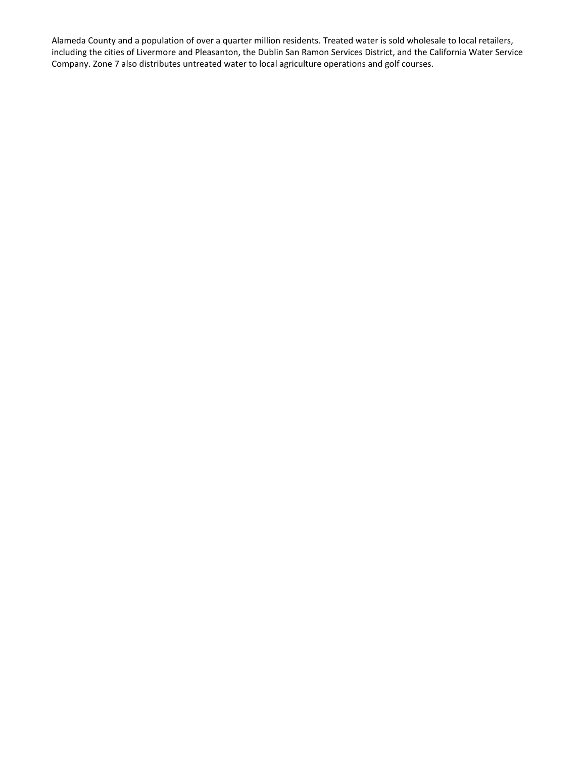Alameda County and a population of over a quarter million residents. Treated water is sold wholesale to local retailers, including the cities of Livermore and Pleasanton, the Dublin San Ramon Services District, and the California Water Service Company. Zone 7 also distributes untreated water to local agriculture operations and golf courses.